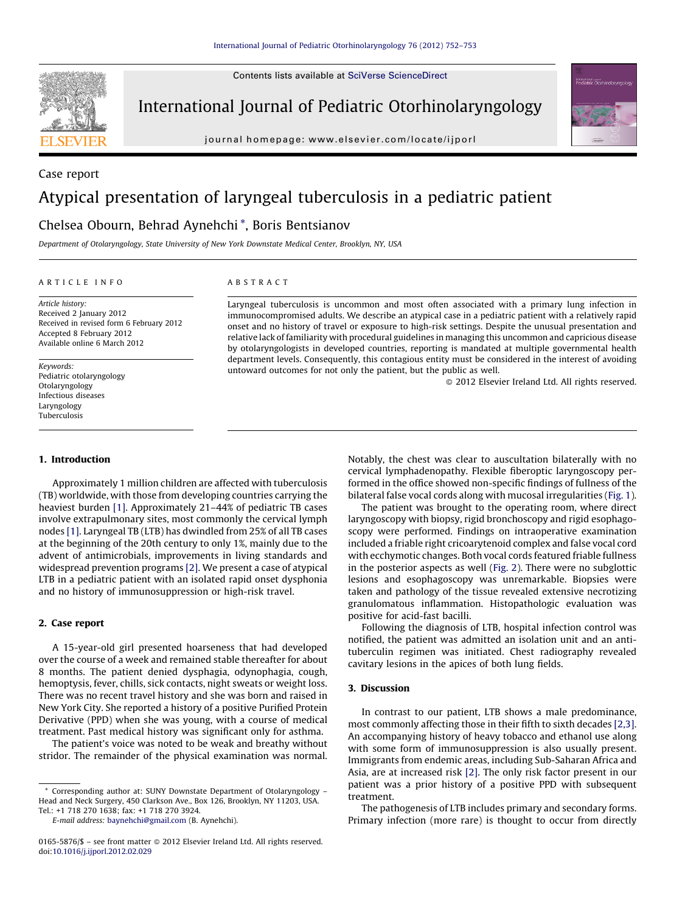Contents lists available at SciVerse ScienceDirect

# International Journal of Pediatric Otorhinolaryngology

journal homepage: www.elsevier.com/locate/ijporl

Case report

# Atypical presentation of laryngeal tuberculosis in a pediatric patient

Chelsea Obourn, Behrad Aynehchi *, Boris Bentsianov

Department of Otolaryngology, State University of New York Downstate Medical Center, Brooklyn, NY, USA

**ARTICLE INFO**

*Article history:*
Received 2 January 2012
Received in revised form 6 February 2012
Accepted 8 February 2012
Available online 6 March 2012

*Keywords:*
Pediatric otolaryngology
Otolaryngology
Infectious diseases
Laryngology
Tuberculosis

**ABSTRACT**

Laryngeal tuberculosis is uncommon and most often associated with a primary lung infection in immunocompromised adults. We describe an atypical case in a pediatric patient with a relatively rapid onset and no history of travel or exposure to high-risk settings. Despite the unusual presentation and relative lack of familiarity with procedural guidelines in managing this uncommon and capricious disease by otolaryngologists in developed countries, reporting is mandated at multiple governmental health department levels. Consequently, this contagious entity must be considered in the interest of avoiding untoward outcomes for not only the patient, but the public as well.

© 2012 Elsevier Ireland Ltd. All rights reserved.

## 1. Introduction

Approximately 1 million children are affected with tuberculosis (TB) worldwide, with those from developing countries carrying the heaviest burden [1]. Approximately 21–44% of pediatric TB cases involve extrapulmonary sites, most commonly the cervical lymph nodes [1]. Laryngeal TB (LTB) has dwindled from 25% of all TB cases at the beginning of the 20th century to only 1%, mainly due to the advent of antimicrobials, improvements in living standards and widespread prevention programs [2]. We present a case of atypical LTB in a pediatric patient with an isolated rapid onset dysphonia and no history of immunosuppression or high-risk travel.

## 2. Case report

A 15-year-old girl presented hoarseness that had developed over the course of a week and remained stable thereafter for about 8 months. The patient denied dysphagia, odynophagia, cough, hemoptysis, fever, chills, sick contacts, night sweats or weight loss. There was no recent travel history and she was born and raised in New York City. She reported a history of a positive Purified Protein Derivative (PPD) when she was young, with a course of medical treatment. Past medical history was significant only for asthma.

The patient's voice was noted to be weak and breathy without stridor. The remainder of the physical examination was normal. Notably, the chest was clear to auscultation bilaterally with no cervical lymphadenopathy. Flexible fiberoptic laryngoscopy performed in the office showed non-specific findings of fullness of the bilateral false vocal cords along with mucosal irregularities (Fig. 1).

The patient was brought to the operating room, where direct laryngoscopy with biopsy, rigid bronchoscopy and rigid esophagoscopy were performed. Findings on intraoperative examination included a friable right cricoarytenoid complex and false vocal cord with ecchymotic changes. Both vocal cords featured friable fullness in the posterior aspects as well (Fig. 2). There were no subglottic lesions and esophagoscopy was unremarkable. Biopsies were taken and pathology of the tissue revealed extensive necrotizing granulomatous inflammation. Histopathologic evaluation was positive for acid-fast bacilli.

Following the diagnosis of LTB, hospital infection control was notified, the patient was admitted an isolation unit and an anti-tuberculin regimen was initiated. Chest radiography revealed cavitary lesions in the apices of both lung fields.

## 3. Discussion

In contrast to our patient, LTB shows a male predominance, most commonly affecting those in their fifth to sixth decades [2,3]. An accompanying history of heavy tobacco and ethanol use along with some form of immunosuppression is also usually present. Immigrants from endemic areas, including Sub-Saharan Africa and Asia, are at increased risk [2]. The only risk factor present in our patient was a prior history of a positive PPD with subsequent treatment.

The pathogenesis of LTB includes primary and secondary forms. Primary infection (more rare) is thought to occur from directly

* Corresponding author at: SUNY Downstate Department of Otolaryngology – Head and Neck Surgery, 450 Clarkson Ave., Box 126, Brooklyn, NY 11203, USA. Tel.: +1 718 270 1638; fax: +1 718 270 3924.
E-mail address: baynehchi@gmail.com (B. Aynehchi).

0165-5876/$ – see front matter © 2012 Elsevier Ireland Ltd. All rights reserved.
doi:10.1016/j.ijporl.2012.02.029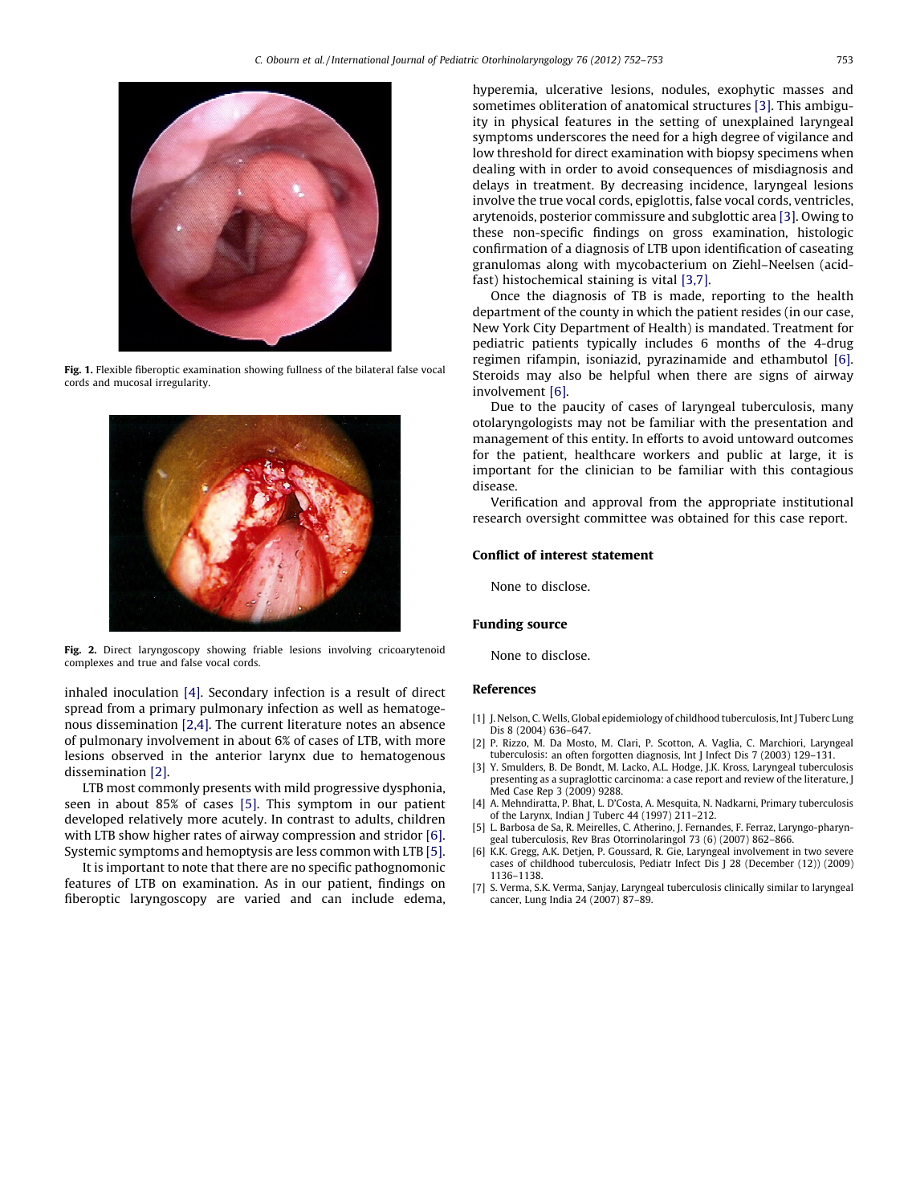Fig. 1. Flexible fiberoptic examination showing fullness of the bilateral false vocal cords and mucosal irregularity.

Fig. 2. Direct laryngoscopy showing friable lesions involving cricoarytenoid complexes and true and false vocal cords.

inhaled inoculation [4]. Secondary infection is a result of direct spread from a primary pulmonary infection as well as hematogenous dissemination [2,4]. The current literature notes an absence of pulmonary involvement in about 6% of cases of LTB, with more lesions observed in the anterior larynx due to hematogenous dissemination [2].

LTB most commonly presents with mild progressive dysphonia, seen in about 85% of cases [5]. This symptom in our patient developed relatively more acutely. In contrast to adults, children with LTB show higher rates of airway compression and stridor [6]. Systemic symptoms and hemoptysis are less common with LTB [5].

It is important to note that there are no specific pathognomonic features of LTB on examination. As in our patient, findings on fiberoptic laryngoscopy are varied and can include edema, hyperemia, ulcerative lesions, nodules, exophytic masses and sometimes obliteration of anatomical structures [3]. This ambiguity in physical features in the setting of unexplained laryngeal symptoms underscores the need for a high degree of vigilance and low threshold for direct examination with biopsy specimens when dealing with in order to avoid consequences of misdiagnosis and delays in treatment. By decreasing incidence, laryngeal lesions involve the true vocal cords, epiglottis, false vocal cords, ventricles, arytenoids, posterior commissure and subglottic area [3]. Owing to these non-specific findings on gross examination, histologic confirmation of a diagnosis of LTB upon identification of caseating granulomas along with mycobacterium on Ziehl–Neelsen (acid-fast) histochemical staining is vital [3,7].

Once the diagnosis of TB is made, reporting to the health department of the county in which the patient resides (in our case, New York City Department of Health) is mandated. Treatment for pediatric patients typically includes 6 months of the 4-drug regimen rifampin, isoniazid, pyrazinamide and ethambutol [6]. Steroids may also be helpful when there are signs of airway involvement [6].

Due to the paucity of cases of laryngeal tuberculosis, many otolaryngologists may not be familiar with the presentation and management of this entity. In efforts to avoid untoward outcomes for the patient, healthcare workers and public at large, it is important for the clinician to be familiar with this contagious disease.

Verification and approval from the appropriate institutional research oversight committee was obtained for this case report.

## Conflict of interest statement

None to disclose.

## Funding source

None to disclose.

## References

[1] J. Nelson, C. Wells, Global epidemiology of childhood tuberculosis, Int J Tuberc Lung Dis 8 (2004) 636–647.

[2] P. Rizzo, M. Da Mosto, M. Clari, P. Scotton, A. Vaglia, C. Marchiori, Laryngeal tuberculosis: an often forgotten diagnosis, Int J Infect Dis 7 (2003) 129–131.

[3] Y. Smulders, B. De Bondt, M. Lacko, A.L. Hodge, J.K. Kross, Laryngeal tuberculosis presenting as a supraglottic carcinoma: a case report and review of the literature, J Med Case Rep 3 (2009) 9288.

[4] A. Mehndiratta, P. Bhat, L. D'Costa, A. Mesquita, N. Nadkarni, Primary tuberculosis of the Larynx, Indian J Tuberc 44 (1997) 211–212.

[5] L. Barbosa de Sa, R. Meirelles, C. Atherino, J. Fernandes, F. Ferraz, Laryngo-pharyngeal tuberculosis, Rev Bras Otorrinolaringol 73 (6) (2007) 862–866.

[6] K.K. Gregg, A.K. Detjen, P. Goussard, R. Gie, Laryngeal involvement in two severe cases of childhood tuberculosis, Pediatr Infect Dis J 28 (December (12)) (2009) 1136–1138.

[7] S. Verma, S.K. Verma, Sanjay, Laryngeal tuberculosis clinically similar to laryngeal cancer, Lung India 24 (2007) 87–89.